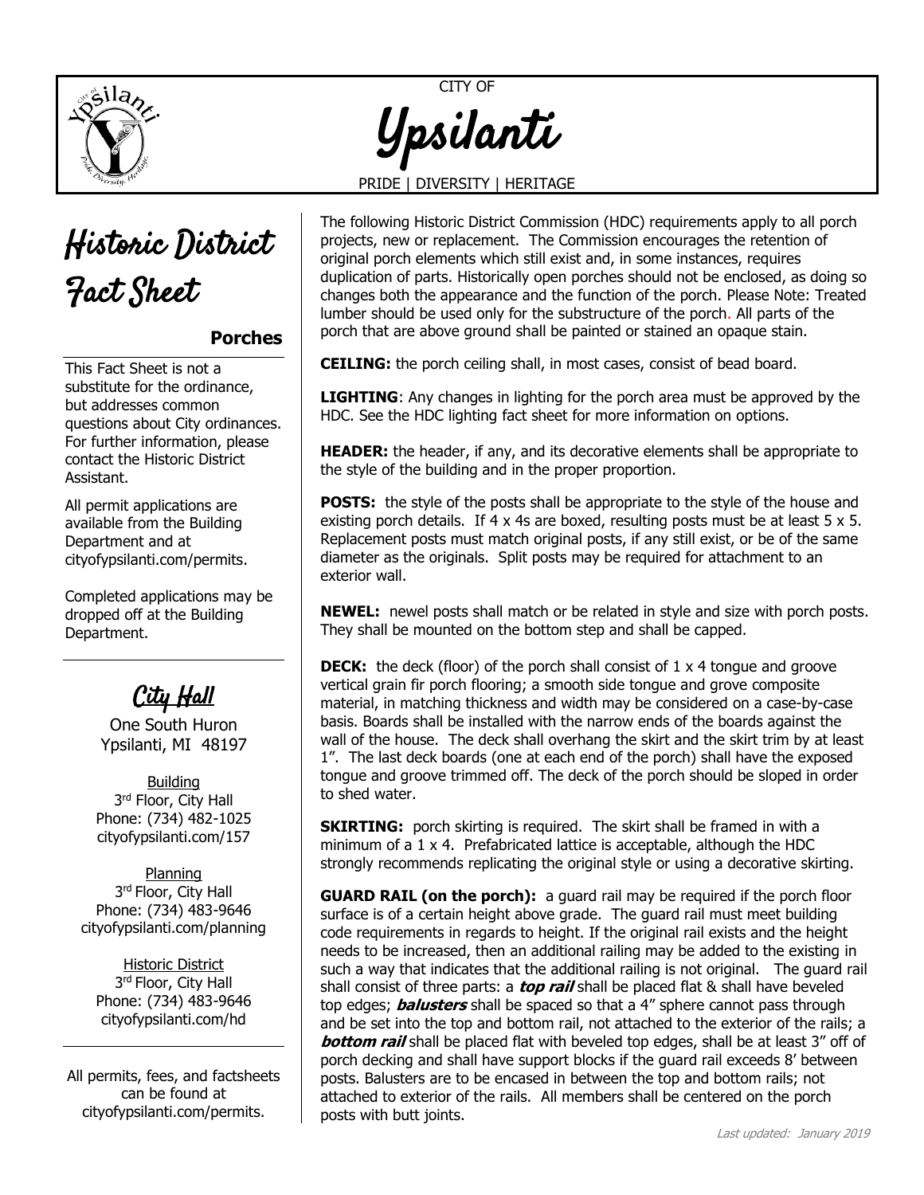CITY OF

# Ypsilanti

PRIDE | DIVERSITY | HERITAGE

# Historic District Fact Sheet

## Porches

This Fact Sheet is not a substitute for the ordinance, but addresses common questions about City ordinances. For further information, please contact the Historic District Assistant.

All permit applications are available from the Building Department and at cityofypsilanti.com/permits.

Completed applications may be dropped off at the Building Department.

## City Hall

One South Huron
Ypsilanti, MI 48197

Building
3rd Floor, City Hall
Phone: (734) 482-1025
cityofypsilanti.com/157

Planning
3rd Floor, City Hall
Phone: (734) 483-9646
cityofypsilanti.com/planning

Historic District
3rd Floor, City Hall
Phone: (734) 483-9646
cityofypsilanti.com/hd

All permits, fees, and factsheets can be found at cityofypsilanti.com/permits.

The following Historic District Commission (HDC) requirements apply to all porch projects, new or replacement. The Commission encourages the retention of original porch elements which still exist and, in some instances, requires duplication of parts. Historically open porches should not be enclosed, as doing so changes both the appearance and the function of the porch. Please Note: Treated lumber should be used only for the substructure of the porch. All parts of the porch that are above ground shall be painted or stained an opaque stain.

**CEILING:** the porch ceiling shall, in most cases, consist of bead board.

**LIGHTING**: Any changes in lighting for the porch area must be approved by the HDC. See the HDC lighting fact sheet for more information on options.

**HEADER:** the header, if any, and its decorative elements shall be appropriate to the style of the building and in the proper proportion.

**POSTS:** the style of the posts shall be appropriate to the style of the house and existing porch details. If 4 x 4s are boxed, resulting posts must be at least 5 x 5. Replacement posts must match original posts, if any still exist, or be of the same diameter as the originals. Split posts may be required for attachment to an exterior wall.

**NEWEL:** newel posts shall match or be related in style and size with porch posts. They shall be mounted on the bottom step and shall be capped.

**DECK:** the deck (floor) of the porch shall consist of 1 x 4 tongue and groove vertical grain fir porch flooring; a smooth side tongue and grove composite material, in matching thickness and width may be considered on a case-by-case basis. Boards shall be installed with the narrow ends of the boards against the wall of the house. The deck shall overhang the skirt and the skirt trim by at least 1". The last deck boards (one at each end of the porch) shall have the exposed tongue and groove trimmed off. The deck of the porch should be sloped in order to shed water.

**SKIRTING:** porch skirting is required. The skirt shall be framed in with a minimum of a 1 x 4. Prefabricated lattice is acceptable, although the HDC strongly recommends replicating the original style or using a decorative skirting.

**GUARD RAIL (on the porch):** a guard rail may be required if the porch floor surface is of a certain height above grade. The guard rail must meet building code requirements in regards to height. If the original rail exists and the height needs to be increased, then an additional railing may be added to the existing in such a way that indicates that the additional railing is not original. The guard rail shall consist of three parts: a ***top rail*** shall be placed flat & shall have beveled top edges; ***balusters*** shall be spaced so that a 4" sphere cannot pass through and be set into the top and bottom rail, not attached to the exterior of the rails; a ***bottom rail*** shall be placed flat with beveled top edges, shall be at least 3" off of porch decking and shall have support blocks if the guard rail exceeds 8' between posts. Balusters are to be encased in between the top and bottom rails; not attached to exterior of the rails. All members shall be centered on the porch posts with butt joints.

Last updated: January 2019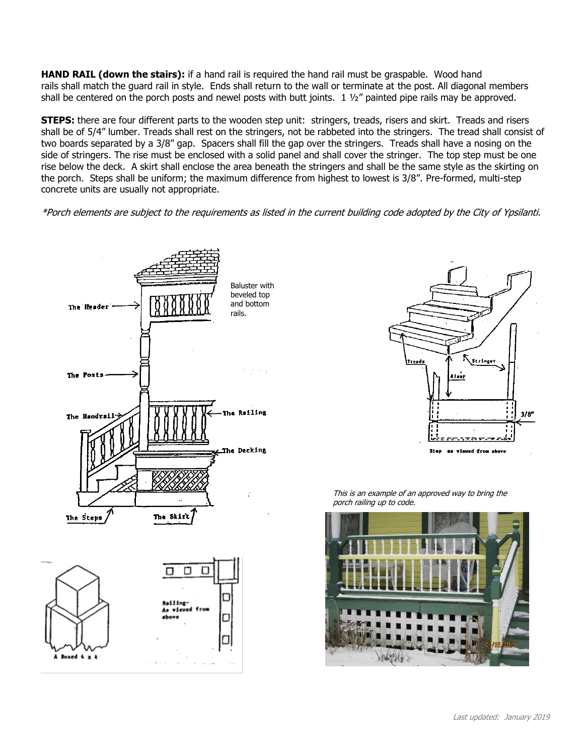**HAND RAIL (down the stairs):** if a hand rail is required the hand rail must be graspable. Wood hand rails shall match the guard rail in style. Ends shall return to the wall or terminate at the post. All diagonal members shall be centered on the porch posts and newel posts with butt joints. 1 ½" painted pipe rails may be approved.

**STEPS:** there are four different parts to the wooden step unit: stringers, treads, risers and skirt. Treads and risers shall be of 5/4" lumber. Treads shall rest on the stringers, not be rabbeted into the stringers. The tread shall consist of two boards separated by a 3/8" gap. Spacers shall fill the gap over the stringers. Treads shall have a nosing on the side of stringers. The rise must be enclosed with a solid panel and shall cover the stringer. The top step must be one rise below the deck. A skirt shall enclose the area beneath the stringers and shall be the same style as the skirting on the porch. Steps shall be uniform; the maximum difference from highest to lowest is 3/8". Pre-formed, multi-step concrete units are usually not appropriate.

*\*Porch elements are subject to the requirements as listed in the current building code adopted by the City of Ypsilanti.*

The Header

Baluster with beveled top and bottom rails.

The Posts

The Handrail

The Railing

The Decking

The Steps

The Skirt

Treads

Stringer

Riser

3/8"

Step as viewed from above

A Boxed 4 x 4

Railing- As viewed from above

*This is an example of an approved way to bring the porch railing up to code.*

Last updated: January 2019